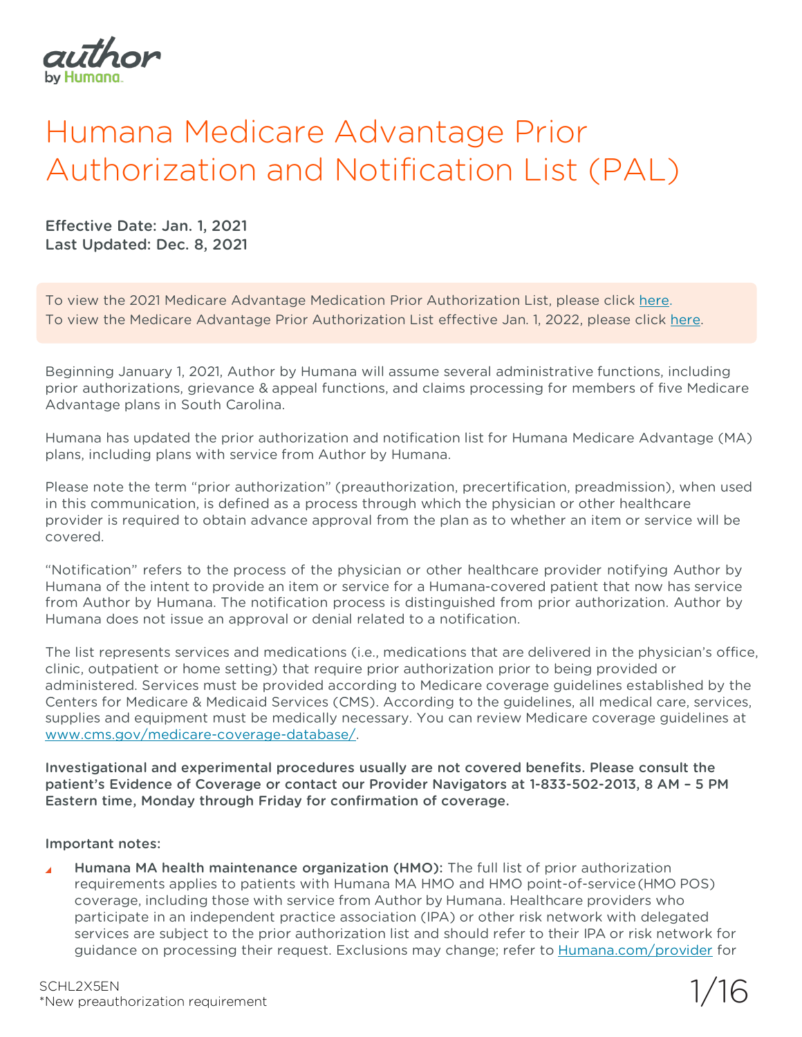author by Humana

# Humana Medicare Advantage Prior Authorization and Notification List (PAL)

**Effective Date: Jan. 1, 2021**
**Last Updated: Dec. 8, 2021**

To view the 2021 Medicare Advantage Medication Prior Authorization List, please click here.
To view the Medicare Advantage Prior Authorization List effective Jan. 1, 2022, please click here.

Beginning January 1, 2021, Author by Humana will assume several administrative functions, including prior authorizations, grievance & appeal functions, and claims processing for members of five Medicare Advantage plans in South Carolina.

Humana has updated the prior authorization and notification list for Humana Medicare Advantage (MA) plans, including plans with service from Author by Humana.

Please note the term "prior authorization" (preauthorization, precertification, preadmission), when used in this communication, is defined as a process through which the physician or other healthcare provider is required to obtain advance approval from the plan as to whether an item or service will be covered.

"Notification" refers to the process of the physician or other healthcare provider notifying Author by Humana of the intent to provide an item or service for a Humana-covered patient that now has service from Author by Humana. The notification process is distinguished from prior authorization. Author by Humana does not issue an approval or denial related to a notification.

The list represents services and medications (i.e., medications that are delivered in the physician's office, clinic, outpatient or home setting) that require prior authorization prior to being provided or administered. Services must be provided according to Medicare coverage guidelines established by the Centers for Medicare & Medicaid Services (CMS). According to the guidelines, all medical care, services, supplies and equipment must be medically necessary. You can review Medicare coverage guidelines at www.cms.gov/medicare-coverage-database/.

**Investigational and experimental procedures usually are not covered benefits. Please consult the patient's Evidence of Coverage or contact our Provider Navigators at 1-833-502-2013, 8 AM – 5 PM Eastern time, Monday through Friday for confirmation of coverage.**

**Important notes:**

- **Humana MA health maintenance organization (HMO):** The full list of prior authorization requirements applies to patients with Humana MA HMO and HMO point-of-service (HMO POS) coverage, including those with service from Author by Humana. Healthcare providers who participate in an independent practice association (IPA) or other risk network with delegated services are subject to the prior authorization list and should refer to their IPA or risk network for guidance on processing their request. Exclusions may change; refer to Humana.com/provider for

SCHL2X5EN
*New preauthorization requirement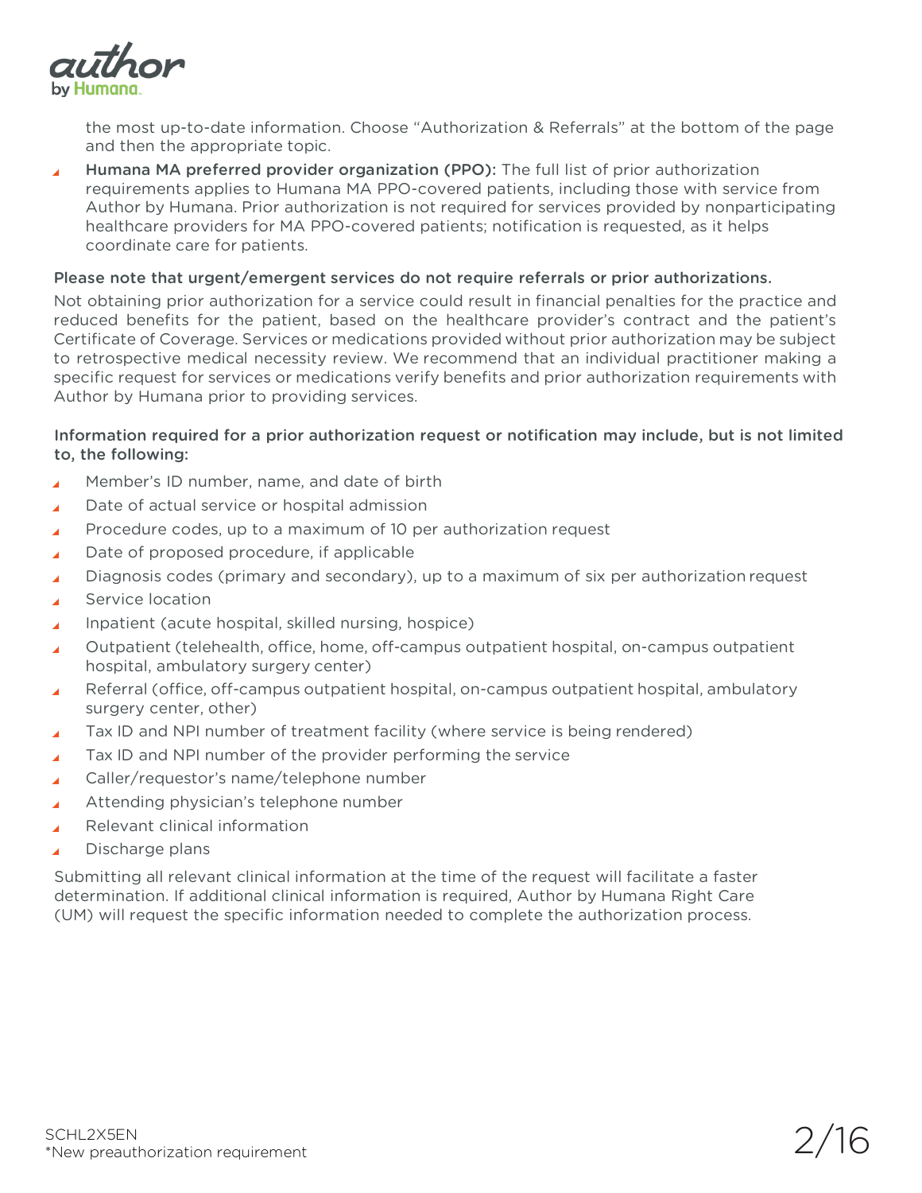the most up-to-date information. Choose "Authorization & Referrals" at the bottom of the page and then the appropriate topic.

- **Humana MA preferred provider organization (PPO):** The full list of prior authorization requirements applies to Humana MA PPO-covered patients, including those with service from Author by Humana. Prior authorization is not required for services provided by nonparticipating healthcare providers for MA PPO-covered patients; notification is requested, as it helps coordinate care for patients.

**Please note that urgent/emergent services do not require referrals or prior authorizations.**

Not obtaining prior authorization for a service could result in financial penalties for the practice and reduced benefits for the patient, based on the healthcare provider's contract and the patient's Certificate of Coverage. Services or medications provided without prior authorization may be subject to retrospective medical necessity review. We recommend that an individual practitioner making a specific request for services or medications verify benefits and prior authorization requirements with Author by Humana prior to providing services.

**Information required for a prior authorization request or notification may include, but is not limited to, the following:**

- Member's ID number, name, and date of birth
- Date of actual service or hospital admission
- Procedure codes, up to a maximum of 10 per authorization request
- Date of proposed procedure, if applicable
- Diagnosis codes (primary and secondary), up to a maximum of six per authorization request
- Service location
- Inpatient (acute hospital, skilled nursing, hospice)
- Outpatient (telehealth, office, home, off-campus outpatient hospital, on-campus outpatient hospital, ambulatory surgery center)
- Referral (office, off-campus outpatient hospital, on-campus outpatient hospital, ambulatory surgery center, other)
- Tax ID and NPI number of treatment facility (where service is being rendered)
- Tax ID and NPI number of the provider performing the service
- Caller/requestor's name/telephone number
- Attending physician's telephone number
- Relevant clinical information
- Discharge plans

Submitting all relevant clinical information at the time of the request will facilitate a faster determination. If additional clinical information is required, Author by Humana Right Care (UM) will request the specific information needed to complete the authorization process.

SCHL2X5EN
*New preauthorization requirement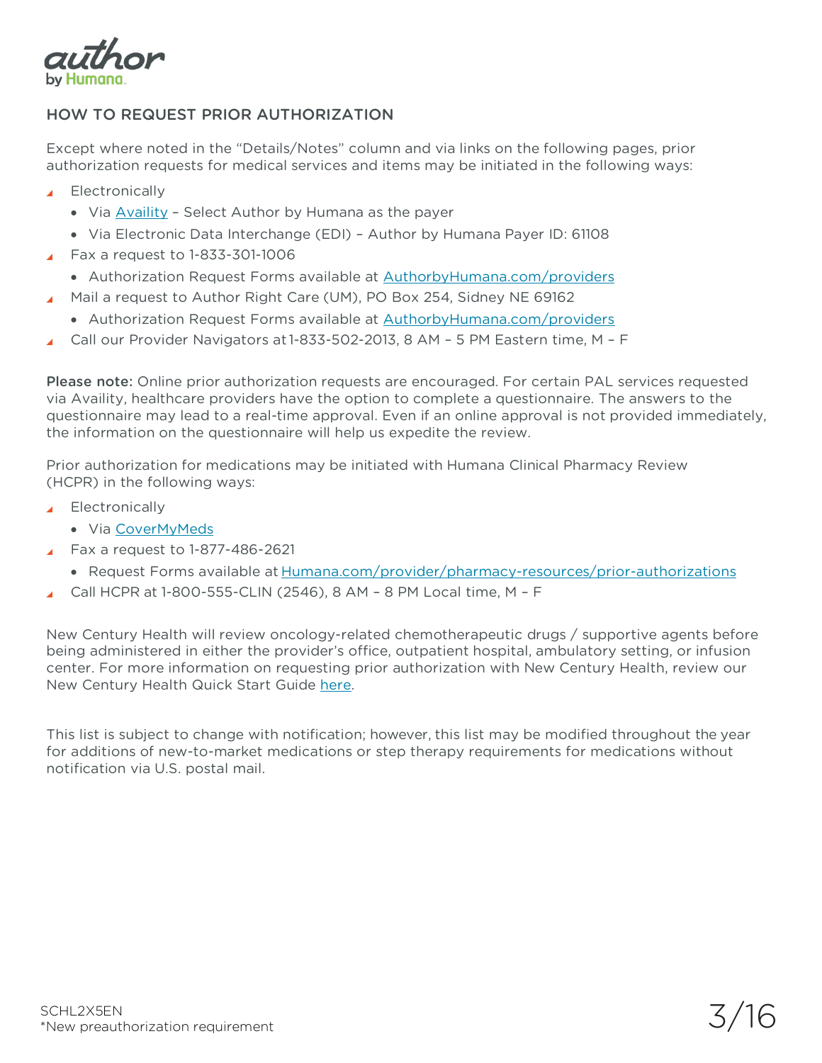## HOW TO REQUEST PRIOR AUTHORIZATION

Except where noted in the "Details/Notes" column and via links on the following pages, prior authorization requests for medical services and items may be initiated in the following ways:

- Electronically
  - Via Availity – Select Author by Humana as the payer
  - Via Electronic Data Interchange (EDI) – Author by Humana Payer ID: 61108
- Fax a request to 1-833-301-1006
  - Authorization Request Forms available at AuthorbyHumana.com/providers
- Mail a request to Author Right Care (UM), PO Box 254, Sidney NE 69162
  - Authorization Request Forms available at AuthorbyHumana.com/providers
- Call our Provider Navigators at 1-833-502-2013, 8 AM – 5 PM Eastern time, M – F

**Please note:** Online prior authorization requests are encouraged. For certain PAL services requested via Availity, healthcare providers have the option to complete a questionnaire. The answers to the questionnaire may lead to a real-time approval. Even if an online approval is not provided immediately, the information on the questionnaire will help us expedite the review.

Prior authorization for medications may be initiated with Humana Clinical Pharmacy Review (HCPR) in the following ways:

- Electronically
  - Via CoverMyMeds
- Fax a request to 1-877-486-2621
  - Request Forms available at Humana.com/provider/pharmacy-resources/prior-authorizations
- Call HCPR at 1-800-555-CLIN (2546), 8 AM – 8 PM Local time, M – F

New Century Health will review oncology-related chemotherapeutic drugs / supportive agents before being administered in either the provider's office, outpatient hospital, ambulatory setting, or infusion center. For more information on requesting prior authorization with New Century Health, review our New Century Health Quick Start Guide here.

This list is subject to change with notification; however, this list may be modified throughout the year for additions of new-to-market medications or step therapy requirements for medications without notification via U.S. postal mail.

SCHL2X5EN
*New preauthorization requirement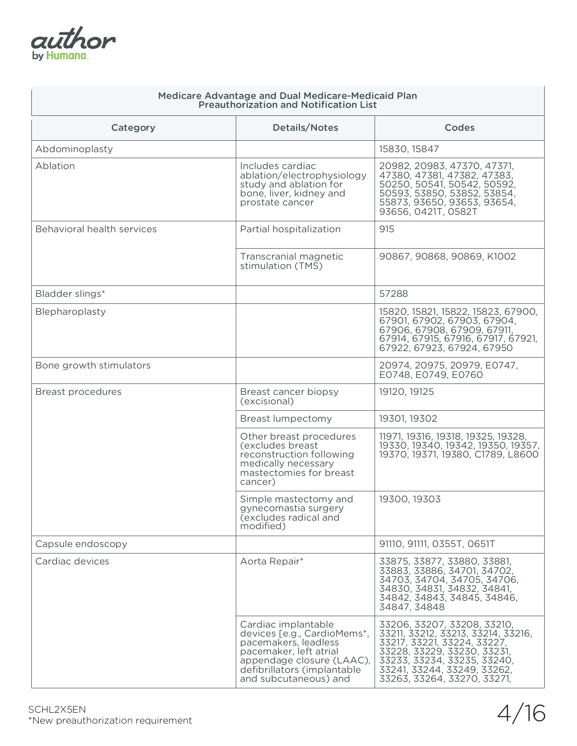| Medicare Advantage and Dual Medicare-Medicaid Plan Preauthorization and Notification List | | |
|---|---|---|
| **Category** | **Details/Notes** | **Codes** |
| Abdominoplasty | | 15830, 15847 |
| Ablation | Includes cardiac ablation/electrophysiology study and ablation for bone, liver, kidney and prostate cancer | 20982, 20983, 47370, 47371, 47380, 47381, 47382, 47383, 50250, 50541, 50542, 50592, 50593, 53850, 53852, 53854, 55873, 93650, 93653, 93654, 93656, 0421T, 0582T |
| Behavioral health services | Partial hospitalization | 915 |
| | Transcranial magnetic stimulation (TMS) | 90867, 90868, 90869, K1002 |
| Bladder slings* | | 57288 |
| Blepharoplasty | | 15820, 15821, 15822, 15823, 67900, 67901, 67902, 67903, 67904, 67906, 67908, 67909, 67911, 67914, 67915, 67916, 67917, 67921, 67922, 67923, 67924, 67950 |
| Bone growth stimulators | | 20974, 20975, 20979, E0747, E0748, E0749, E0760 |
| Breast procedures | Breast cancer biopsy (excisional) | 19120, 19125 |
| | Breast lumpectomy | 19301, 19302 |
| | Other breast procedures (excludes breast reconstruction following medically necessary mastectomies for breast cancer) | 11971, 19316, 19318, 19325, 19328, 19330, 19340, 19342, 19350, 19357, 19370, 19371, 19380, C1789, L8600 |
| | Simple mastectomy and gynecomastia surgery (excludes radical and modified) | 19300, 19303 |
| Capsule endoscopy | | 91110, 91111, 0355T, 0651T |
| Cardiac devices | Aorta Repair* | 33875, 33877, 33880, 33881, 33883, 33886, 34701, 34702, 34703, 34704, 34705, 34706, 34830, 34831, 34832, 34841, 34842, 34843, 34845, 34846, 34847, 34848 |
| | Cardiac implantable devices [e.g., CardioMems*, pacemakers, leadless pacemaker, left atrial appendage closure (LAAC), defibrillators (implantable and subcutaneous) and | 33206, 33207, 33208, 33210, 33211, 33212, 33213, 33214, 33216, 33217, 33221, 33224, 33227, 33228, 33229, 33230, 33231, 33233, 33234, 33235, 33240, 33241, 33244, 33249, 33262, 33263, 33264, 33270, 33271, |

SCHL2X5EN

*New preauthorization requirement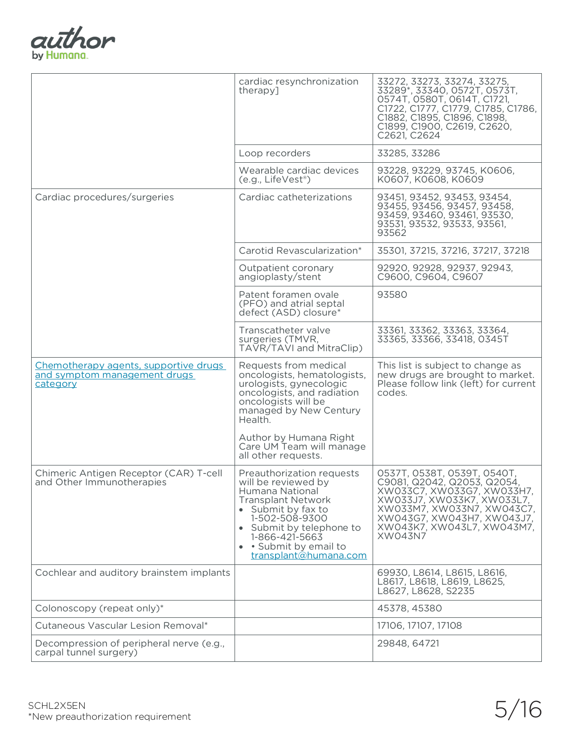| | | |
|---|---|---|
| | cardiac resynchronization therapy] | 33272, 33273, 33274, 33275, 33289*, 33340, 0572T, 0573T, 0574T, 0580T, 0614T, C1721, C1722, C1777, C1779, C1785, C1786, C1882, C1895, C1896, C1898, C1899, C1900, C2619, C2620, C2621, C2624 |
| | Loop recorders | 33285, 33286 |
| | Wearable cardiac devices (e.g., LifeVest®) | 93228, 93229, 93745, K0606, K0607, K0608, K0609 |
| Cardiac procedures/surgeries | Cardiac catheterizations | 93451, 93452, 93453, 93454, 93455, 93456, 93457, 93458, 93459, 93460, 93461, 93530, 93531, 93532, 93533, 93561, 93562 |
| | Carotid Revascularization* | 35301, 37215, 37216, 37217, 37218 |
| | Outpatient coronary angioplasty/stent | 92920, 92928, 92937, 92943, C9600, C9604, C9607 |
| | Patent foramen ovale (PFO) and atrial septal defect (ASD) closure* | 93580 |
| | Transcatheter valve surgeries (TMVR, TAVR/TAVI and MitraClip) | 33361, 33362, 33363, 33364, 33365, 33366, 33418, 0345T |
| Chemotherapy agents, supportive drugs and symptom management drugs category | Requests from medical oncologists, hematologists, urologists, gynecologic oncologists, and radiation oncologists will be managed by New Century Health.<br><br>Author by Humana Right Care UM Team will manage all other requests. | This list is subject to change as new drugs are brought to market. Please follow link (left) for current codes. |
| Chimeric Antigen Receptor (CAR) T-cell and Other Immunotherapies | Preauthorization requests will be reviewed by Humana National Transplant Network<br>• Submit by fax to 1-502-508-9300<br>• Submit by telephone to 1-866-421-5663<br>• • Submit by email to transplant@humana.com | 0537T, 0538T, 0539T, 0540T, C9081, Q2042, Q2053, Q2054, XW033C7, XW033G7, XW033H7, XW033J7, XW033K7, XW033L7, XW033M7, XW033N7, XW043C7, XW043G7, XW043H7, XW043J7, XW043K7, XW043L7, XW043M7, XW043N7 |
| Cochlear and auditory brainstem implants | | 69930, L8614, L8615, L8616, L8617, L8618, L8619, L8625, L8627, L8628, S2235 |
| Colonoscopy (repeat only)* | | 45378, 45380 |
| Cutaneous Vascular Lesion Removal* | | 17106, 17107, 17108 |
| Decompression of peripheral nerve (e.g., carpal tunnel surgery) | | 29848, 64721 |

SCHL2X5EN
*New preauthorization requirement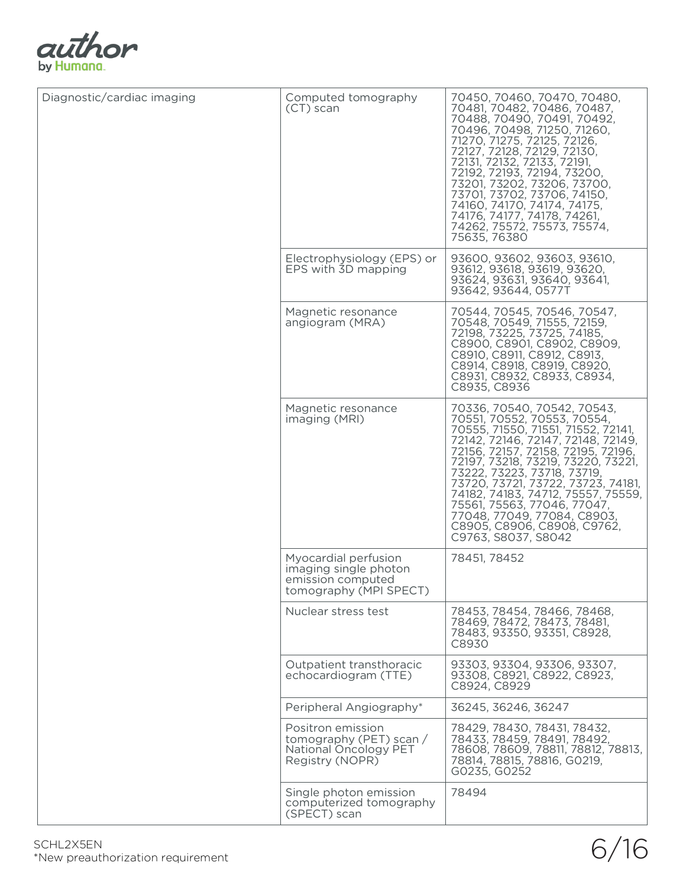| | | |
|---|---|---|
| Diagnostic/cardiac imaging | Computed tomography (CT) scan | 70450, 70460, 70470, 70480, 70481, 70482, 70486, 70487, 70488, 70490, 70491, 70492, 70496, 70498, 71250, 71260, 71270, 71275, 72125, 72126, 72127, 72128, 72129, 72130, 72131, 72132, 72133, 72191, 72192, 72193, 72194, 73200, 73201, 73202, 73206, 73700, 73701, 73702, 73706, 74150, 74160, 74170, 74174, 74175, 74176, 74177, 74178, 74261, 74262, 75572, 75573, 75574, 75635, 76380 |
| | Electrophysiology (EPS) or EPS with 3D mapping | 93600, 93602, 93603, 93610, 93612, 93618, 93619, 93620, 93624, 93631, 93640, 93641, 93642, 93644, 0577T |
| | Magnetic resonance angiogram (MRA) | 70544, 70545, 70546, 70547, 70548, 70549, 71555, 72159, 72198, 73225, 73725, 74185, C8900, C8901, C8902, C8909, C8910, C8911, C8912, C8913, C8914, C8918, C8919, C8920, C8931, C8932, C8933, C8934, C8935, C8936 |
| | Magnetic resonance imaging (MRI) | 70336, 70540, 70542, 70543, 70551, 70552, 70553, 70554, 70555, 71550, 71551, 71552, 72141, 72142, 72146, 72147, 72148, 72149, 72156, 72157, 72158, 72195, 72196, 72197, 73218, 73219, 73220, 73221, 73222, 73223, 73718, 73719, 73720, 73721, 73722, 73723, 74181, 74182, 74183, 74712, 75557, 75559, 75561, 75563, 77046, 77047, 77048, 77049, 77084, C8903, C8905, C8906, C8908, C9762, C9763, S8037, S8042 |
| | Myocardial perfusion imaging single photon emission computed tomography (MPI SPECT) | 78451, 78452 |
| | Nuclear stress test | 78453, 78454, 78466, 78468, 78469, 78472, 78473, 78481, 78483, 93350, 93351, C8928, C8930 |
| | Outpatient transthoracic echocardiogram (TTE) | 93303, 93304, 93306, 93307, 93308, C8921, C8922, C8923, C8924, C8929 |
| | Peripheral Angiography* | 36245, 36246, 36247 |
| | Positron emission tomography (PET) scan / National Oncology PET Registry (NOPR) | 78429, 78430, 78431, 78432, 78433, 78459, 78491, 78492, 78608, 78609, 78811, 78812, 78813, 78814, 78815, 78816, G0219, G0235, G0252 |
| | Single photon emission computerized tomography (SPECT) scan | 78494 |

SCHL2X5EN

*New preauthorization requirement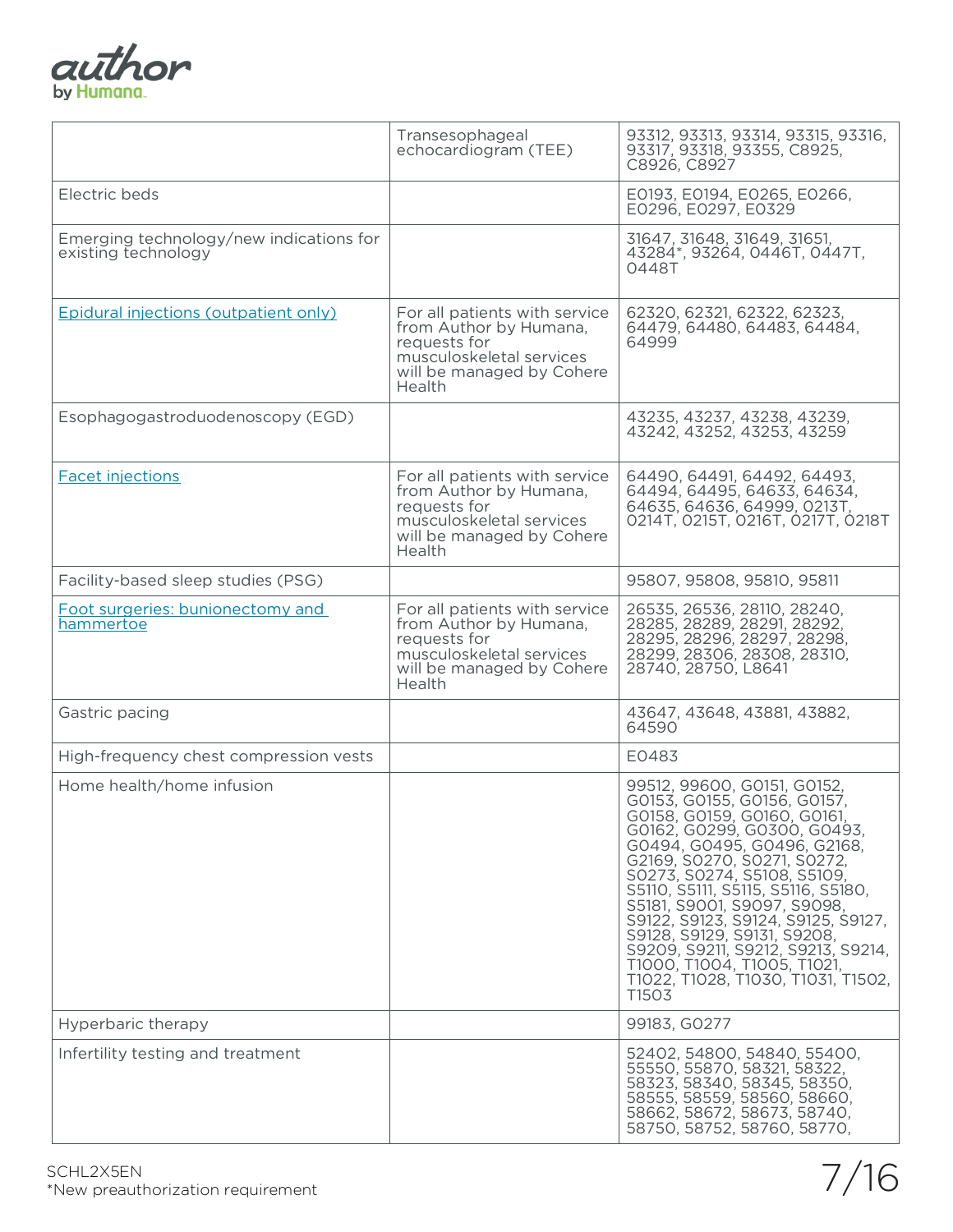| | | |
|---|---|---|
| | Transesophageal echocardiogram (TEE) | 93312, 93313, 93314, 93315, 93316, 93317, 93318, 93355, C8925, C8926, C8927 |
| Electric beds | | E0193, E0194, E0265, E0266, E0296, E0297, E0329 |
| Emerging technology/new indications for existing technology | | 31647, 31648, 31649, 31651, 43284*, 93264, 0446T, 0447T, 0448T |
| Epidural injections (outpatient only) | For all patients with service from Author by Humana, requests for musculoskeletal services will be managed by Cohere Health | 62320, 62321, 62322, 62323, 64479, 64480, 64483, 64484, 64999 |
| Esophagogastroduodenoscopy (EGD) | | 43235, 43237, 43238, 43239, 43242, 43252, 43253, 43259 |
| Facet injections | For all patients with service from Author by Humana, requests for musculoskeletal services will be managed by Cohere Health | 64490, 64491, 64492, 64493, 64494, 64495, 64633, 64634, 64635, 64636, 64999, 0213T, 0214T, 0215T, 0216T, 0217T, 0218T |
| Facility-based sleep studies (PSG) | | 95807, 95808, 95810, 95811 |
| Foot surgeries: bunionectomy and hammertoe | For all patients with service from Author by Humana, requests for musculoskeletal services will be managed by Cohere Health | 26535, 26536, 28110, 28240, 28285, 28289, 28291, 28292, 28295, 28296, 28297, 28298, 28299, 28306, 28308, 28310, 28740, 28750, L8641 |
| Gastric pacing | | 43647, 43648, 43881, 43882, 64590 |
| High-frequency chest compression vests | | E0483 |
| Home health/home infusion | | 99512, 99600, G0151, G0152, G0153, G0155, G0156, G0157, G0158, G0159, G0160, G0161, G0162, G0299, G0300, G0493, G0494, G0495, G0496, G2168, G2169, S0270, S0271, S0272, S0273, S0274, S5108, S5109, S5110, S5111, S5115, S5116, S5180, S5181, S9001, S9097, S9098, S9122, S9123, S9124, S9125, S9127, S9128, S9129, S9131, S9208, S9209, S9211, S9212, S9213, S9214, T1000, T1004, T1005, T1021, T1022, T1028, T1030, T1031, T1502, T1503 |
| Hyperbaric therapy | | 99183, G0277 |
| Infertility testing and treatment | | 52402, 54800, 54840, 55400, 55550, 55870, 58321, 58322, 58323, 58340, 58345, 58350, 58555, 58559, 58560, 58660, 58662, 58672, 58673, 58740, 58750, 58752, 58760, 58770, |

SCHL2X5EN
*New preauthorization requirement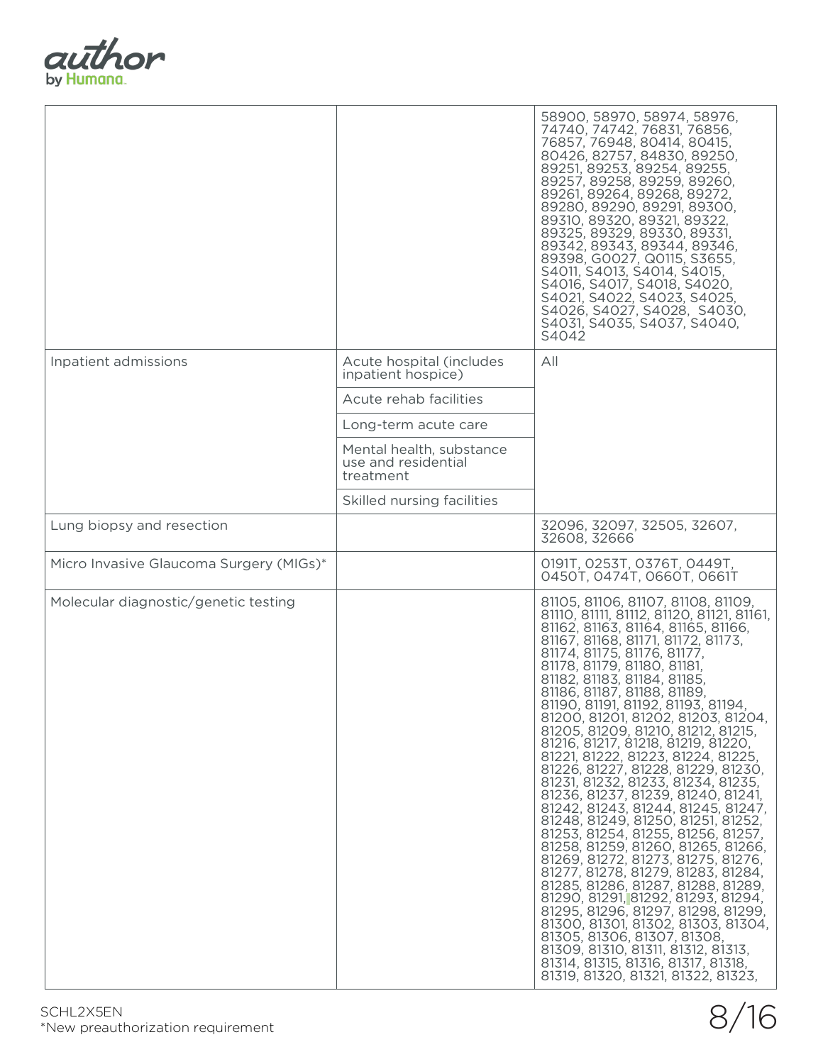| | | |
|---|---|---|
| | | 58900, 58970, 58974, 58976, 74740, 74742, 76831, 76856, 76857, 76948, 80414, 80415, 80426, 82757, 84830, 89250, 89251, 89253, 89254, 89255, 89257, 89258, 89259, 89260, 89261, 89264, 89268, 89272, 89280, 89290, 89291, 89300, 89310, 89320, 89321, 89322, 89325, 89329, 89330, 89331, 89342, 89343, 89344, 89346, 89398, G0027, Q0115, S3655, S4011, S4013, S4014, S4015, S4016, S4017, S4018, S4020, S4021, S4022, S4023, S4025, S4026, S4027, S4028, S4030, S4031, S4035, S4037, S4040, S4042 |
| Inpatient admissions | Acute hospital (includes inpatient hospice) | All |
| | Acute rehab facilities | |
| | Long-term acute care | |
| | Mental health, substance use and residential treatment | |
| | Skilled nursing facilities | |
| Lung biopsy and resection | | 32096, 32097, 32505, 32607, 32608, 32666 |
| Micro Invasive Glaucoma Surgery (MIGs)* | | 0191T, 0253T, 0376T, 0449T, 0450T, 0474T, 0660T, 0661T |
| Molecular diagnostic/genetic testing | | 81105, 81106, 81107, 81108, 81109, 81110, 81111, 81112, 81120, 81121, 81161, 81162, 81163, 81164, 81165, 81166, 81167, 81168, 81171, 81172, 81173, 81174, 81175, 81176, 81177, 81178, 81179, 81180, 81181, 81182, 81183, 81184, 81185, 81186, 81187, 81188, 81189, 81190, 81191, 81192, 81193, 81194, 81200, 81201, 81202, 81203, 81204, 81205, 81209, 81210, 81212, 81215, 81216, 81217, 81218, 81219, 81220, 81221, 81222, 81223, 81224, 81225, 81226, 81227, 81228, 81229, 81230, 81231, 81232, 81233, 81234, 81235, 81236, 81237, 81239, 81240, 81241, 81242, 81243, 81244, 81245, 81247, 81248, 81249, 81250, 81251, 81252, 81253, 81254, 81255, 81256, 81257, 81258, 81259, 81260, 81265, 81266, 81269, 81272, 81273, 81275, 81276, 81277, 81278, 81279, 81283, 81284, 81285, 81286, 81287, 81288, 81289, 81290, 81291, 81292, 81293, 81294, 81295, 81296, 81297, 81298, 81299, 81300, 81301, 81302, 81303, 81304, 81305, 81306, 81307, 81308, 81309, 81310, 81311, 81312, 81313, 81314, 81315, 81316, 81317, 81318, 81319, 81320, 81321, 81322, 81323, |

SCHL2X5EN

*New preauthorization requirement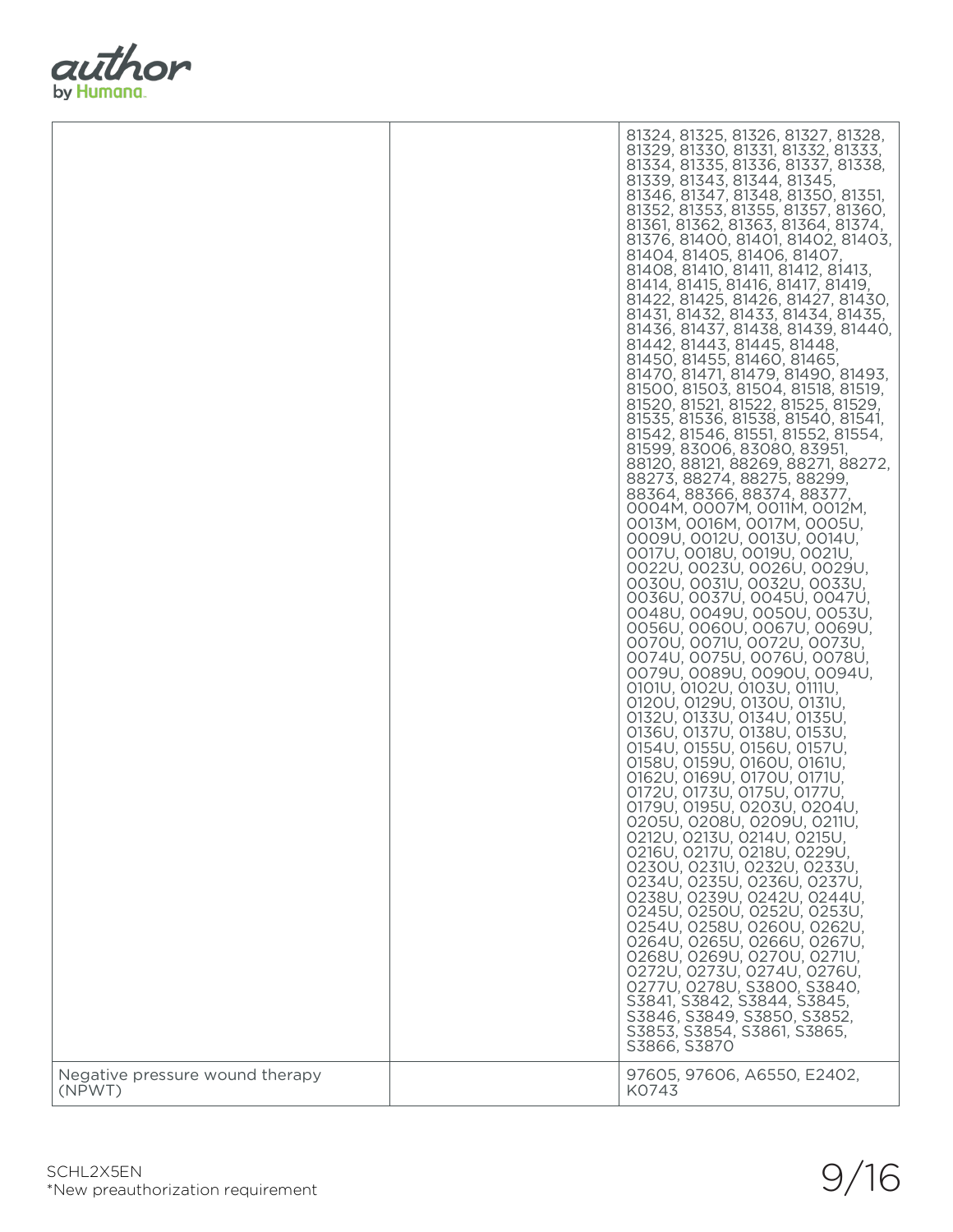| | | |
|---|---|---|
| | | 81324, 81325, 81326, 81327, 81328, 81329, 81330, 81331, 81332, 81333, 81334, 81335, 81336, 81337, 81338, 81339, 81343, 81344, 81345, 81346, 81347, 81348, 81350, 81351, 81352, 81353, 81355, 81357, 81360, 81361, 81362, 81363, 81364, 81374, 81376, 81400, 81401, 81402, 81403, 81404, 81405, 81406, 81407, 81408, 81410, 81411, 81412, 81413, 81414, 81415, 81416, 81417, 81419, 81422, 81425, 81426, 81427, 81430, 81431, 81432, 81433, 81434, 81435, 81436, 81437, 81438, 81439, 81440, 81442, 81443, 81445, 81448, 81450, 81455, 81460, 81465, 81470, 81471, 81479, 81490, 81493, 81500, 81503, 81504, 81518, 81519, 81520, 81521, 81522, 81525, 81529, 81535, 81536, 81538, 81540, 81541, 81542, 81546, 81551, 81552, 81554, 81599, 83006, 83080, 83951, 88120, 88121, 88269, 88271, 88272, 88273, 88274, 88275, 88299, 88364, 88366, 88374, 88377, 0004M, 0007M, 0011M, 0012M, 0013M, 0016M, 0017M, 0005U, 0009U, 0012U, 0013U, 0014U, 0017U, 0018U, 0019U, 0021U, 0022U, 0023U, 0026U, 0029U, 0030U, 0031U, 0032U, 0033U, 0036U, 0037U, 0045U, 0047U, 0048U, 0049U, 0050U, 0053U, 0056U, 0060U, 0067U, 0069U, 0070U, 0071U, 0072U, 0073U, 0074U, 0075U, 0076U, 0078U, 0079U, 0089U, 0090U, 0094U, 0101U, 0102U, 0103U, 0111U, 0120U, 0129U, 0130U, 0131U, 0132U, 0133U, 0134U, 0135U, 0136U, 0137U, 0138U, 0153U, 0154U, 0155U, 0156U, 0157U, 0158U, 0159U, 0160U, 0161U, 0162U, 0169U, 0170U, 0171U, 0172U, 0173U, 0175U, 0177U, 0179U, 0195U, 0203U, 0204U, 0205U, 0208U, 0209U, 0211U, 0212U, 0213U, 0214U, 0215U, 0216U, 0217U, 0218U, 0229U, 0230U, 0231U, 0232U, 0233U, 0234U, 0235U, 0236U, 0237U, 0238U, 0239U, 0242U, 0244U, 0245U, 0250U, 0252U, 0253U, 0254U, 0258U, 0260U, 0262U, 0264U, 0265U, 0266U, 0267U, 0268U, 0269U, 0270U, 0271U, 0272U, 0273U, 0274U, 0276U, 0277U, 0278U, S3800, S3840, S3841, S3842, S3844, S3845, S3846, S3849, S3850, S3852, S3853, S3854, S3861, S3865, S3866, S3870 |
| Negative pressure wound therapy (NPWT) | | 97605, 97606, A6550, E2402, K0743 |

SCHL2X5EN
*New preauthorization requirement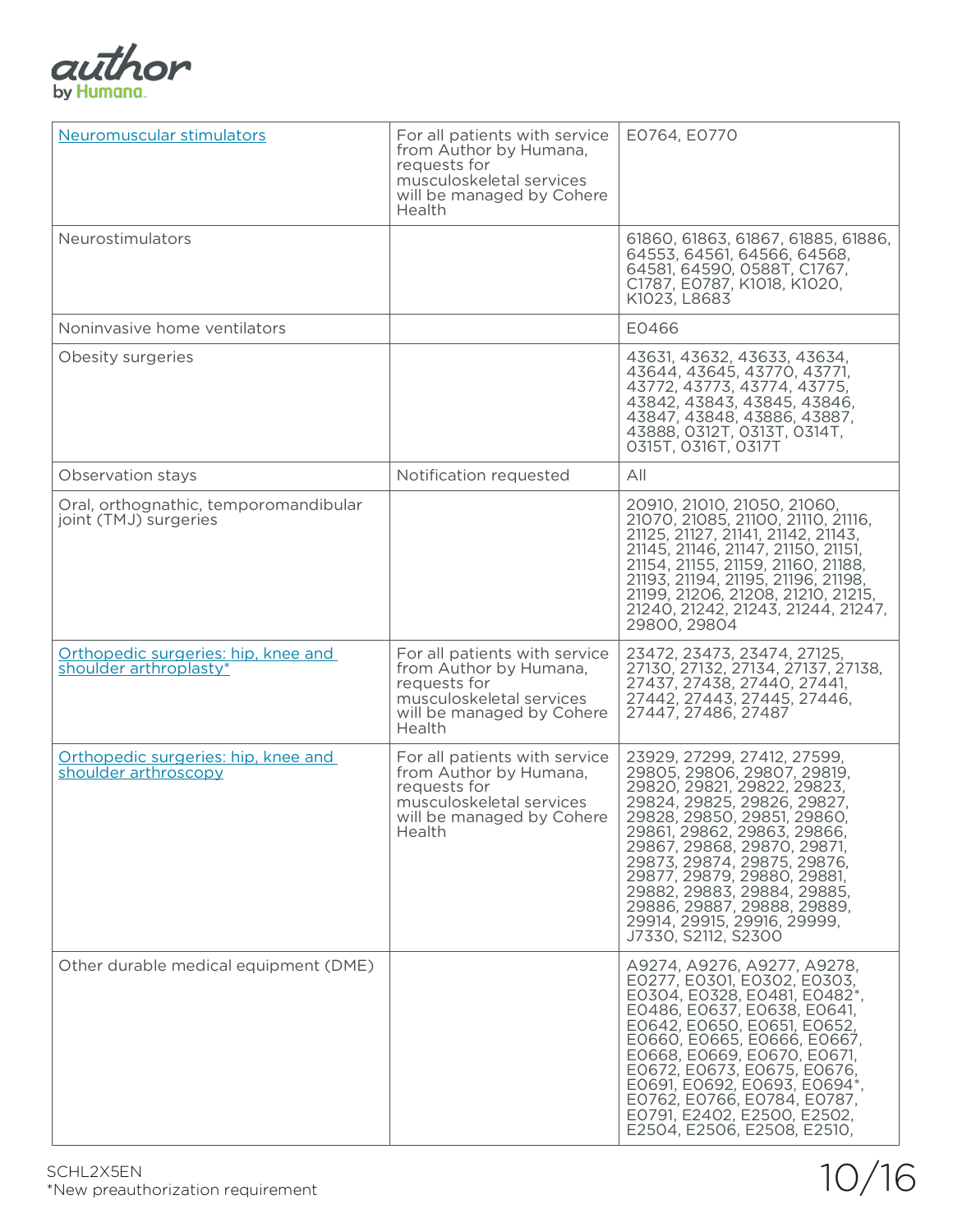| | | |
|---|---|---|
| Neuromuscular stimulators | For all patients with service from Author by Humana, requests for musculoskeletal services will be managed by Cohere Health | E0764, E0770 |
| Neurostimulators | | 61860, 61863, 61867, 61885, 61886, 64553, 64561, 64566, 64568, 64581, 64590, 0588T, C1767, C1787, E0787, K1018, K1020, K1023, L8683 |
| Noninvasive home ventilators | | E0466 |
| Obesity surgeries | | 43631, 43632, 43633, 43634, 43644, 43645, 43770, 43771, 43772, 43773, 43774, 43775, 43842, 43843, 43845, 43846, 43847, 43848, 43886, 43887, 43888, 0312T, 0313T, 0314T, 0315T, 0316T, 0317T |
| Observation stays | Notification requested | All |
| Oral, orthognathic, temporomandibular joint (TMJ) surgeries | | 20910, 21010, 21050, 21060, 21070, 21085, 21100, 21110, 21116, 21125, 21127, 21141, 21142, 21143, 21145, 21146, 21147, 21150, 21151, 21154, 21155, 21159, 21160, 21188, 21193, 21194, 21195, 21196, 21198, 21199, 21206, 21208, 21210, 21215, 21240, 21242, 21243, 21244, 21247, 29800, 29804 |
| Orthopedic surgeries: hip, knee and shoulder arthroplasty* | For all patients with service from Author by Humana, requests for musculoskeletal services will be managed by Cohere Health | 23472, 23473, 23474, 27125, 27130, 27132, 27134, 27137, 27138, 27437, 27438, 27440, 27441, 27442, 27443, 27445, 27446, 27447, 27486, 27487 |
| Orthopedic surgeries: hip, knee and shoulder arthroscopy | For all patients with service from Author by Humana, requests for musculoskeletal services will be managed by Cohere Health | 23929, 27299, 27412, 27599, 29805, 29806, 29807, 29819, 29820, 29821, 29822, 29823, 29824, 29825, 29826, 29827, 29828, 29850, 29851, 29860, 29861, 29862, 29863, 29866, 29867, 29868, 29870, 29871, 29873, 29874, 29875, 29876, 29877, 29879, 29880, 29881, 29882, 29883, 29884, 29885, 29886, 29887, 29888, 29889, 29914, 29915, 29916, 29999, J7330, S2112, S2300 |
| Other durable medical equipment (DME) | | A9274, A9276, A9277, A9278, E0277, E0301, E0302, E0303, E0304, E0328, E0481, E0482*, E0486, E0637, E0638, E0641, E0642, E0650, E0651, E0652, E0660, E0665, E0666, E0667, E0668, E0669, E0670, E0671, E0672, E0673, E0675, E0676, E0691, E0692, E0693, E0694*, E0762, E0766, E0784, E0787, E0791, E2402, E2500, E2502, E2504, E2506, E2508, E2510, |

SCHL2X5EN

*New preauthorization requirement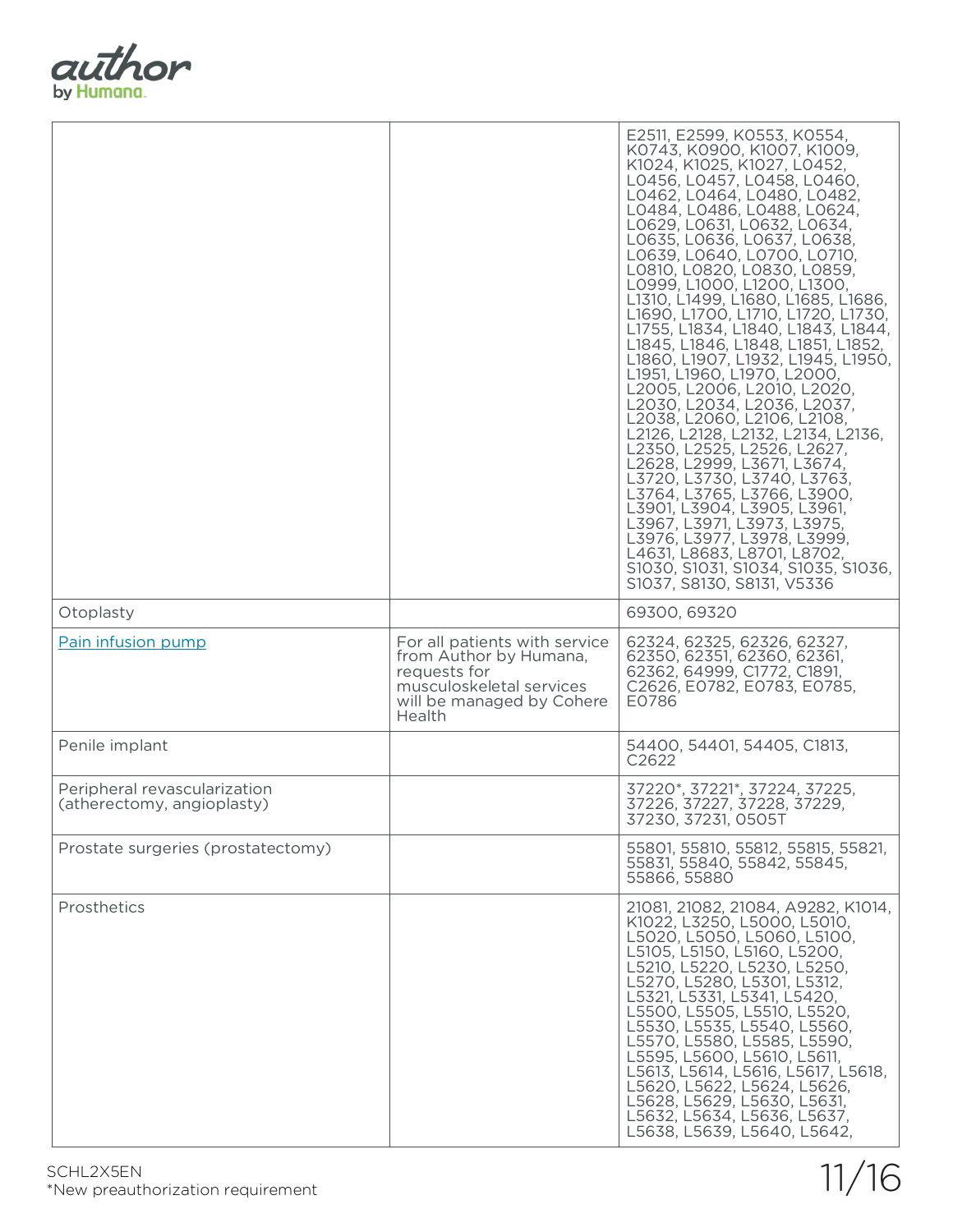| | | |
|---|---|---|
| | | E2511, E2599, K0553, K0554, K0743, K0900, K1007, K1009, K1024, K1025, K1027, L0452, L0456, L0457, L0458, L0460, L0462, L0464, L0480, L0482, L0484, L0486, L0488, L0624, L0629, L0631, L0632, L0634, L0635, L0636, L0637, L0638, L0639, L0640, L0700, L0710, L0810, L0820, L0830, L0859, L0999, L1000, L1200, L1300, L1310, L1499, L1680, L1685, L1686, L1690, L1700, L1710, L1720, L1730, L1755, L1834, L1840, L1843, L1844, L1845, L1846, L1848, L1851, L1852, L1860, L1907, L1932, L1945, L1950, L1951, L1960, L1970, L2000, L2005, L2006, L2010, L2020, L2030, L2034, L2036, L2037, L2038, L2060, L2106, L2108, L2126, L2128, L2132, L2134, L2136, L2350, L2525, L2526, L2627, L2628, L2999, L3671, L3674, L3720, L3730, L3740, L3763, L3764, L3765, L3766, L3900, L3901, L3904, L3905, L3961, L3967, L3971, L3973, L3975, L3976, L3977, L3978, L3999, L4631, L8683, L8701, L8702, S1030, S1031, S1034, S1035, S1036, S1037, S8130, S8131, V5336 |
| Otoplasty | | 69300, 69320 |
| Pain infusion pump | For all patients with service from Author by Humana, requests for musculoskeletal services will be managed by Cohere Health | 62324, 62325, 62326, 62327, 62350, 62351, 62360, 62361, 62362, 64999, C1772, C1891, C2626, E0782, E0783, E0785, E0786 |
| Penile implant | | 54400, 54401, 54405, C1813, C2622 |
| Peripheral revascularization (atherectomy, angioplasty) | | 37220*, 37221*, 37224, 37225, 37226, 37227, 37228, 37229, 37230, 37231, 0505T |
| Prostate surgeries (prostatectomy) | | 55801, 55810, 55812, 55815, 55821, 55831, 55840, 55842, 55845, 55866, 55880 |
| Prosthetics | | 21081, 21082, 21084, A9282, K1014, K1022, L3250, L5000, L5010, L5020, L5050, L5060, L5100, L5105, L5150, L5160, L5200, L5210, L5220, L5230, L5250, L5270, L5280, L5301, L5312, L5321, L5331, L5341, L5420, L5500, L5505, L5510, L5520, L5530, L5535, L5540, L5560, L5570, L5580, L5585, L5590, L5595, L5600, L5610, L5611, L5613, L5614, L5616, L5617, L5618, L5620, L5622, L5624, L5626, L5628, L5629, L5630, L5631, L5632, L5634, L5636, L5637, L5638, L5639, L5640, L5642, |

SCHL2X5EN
*New preauthorization requirement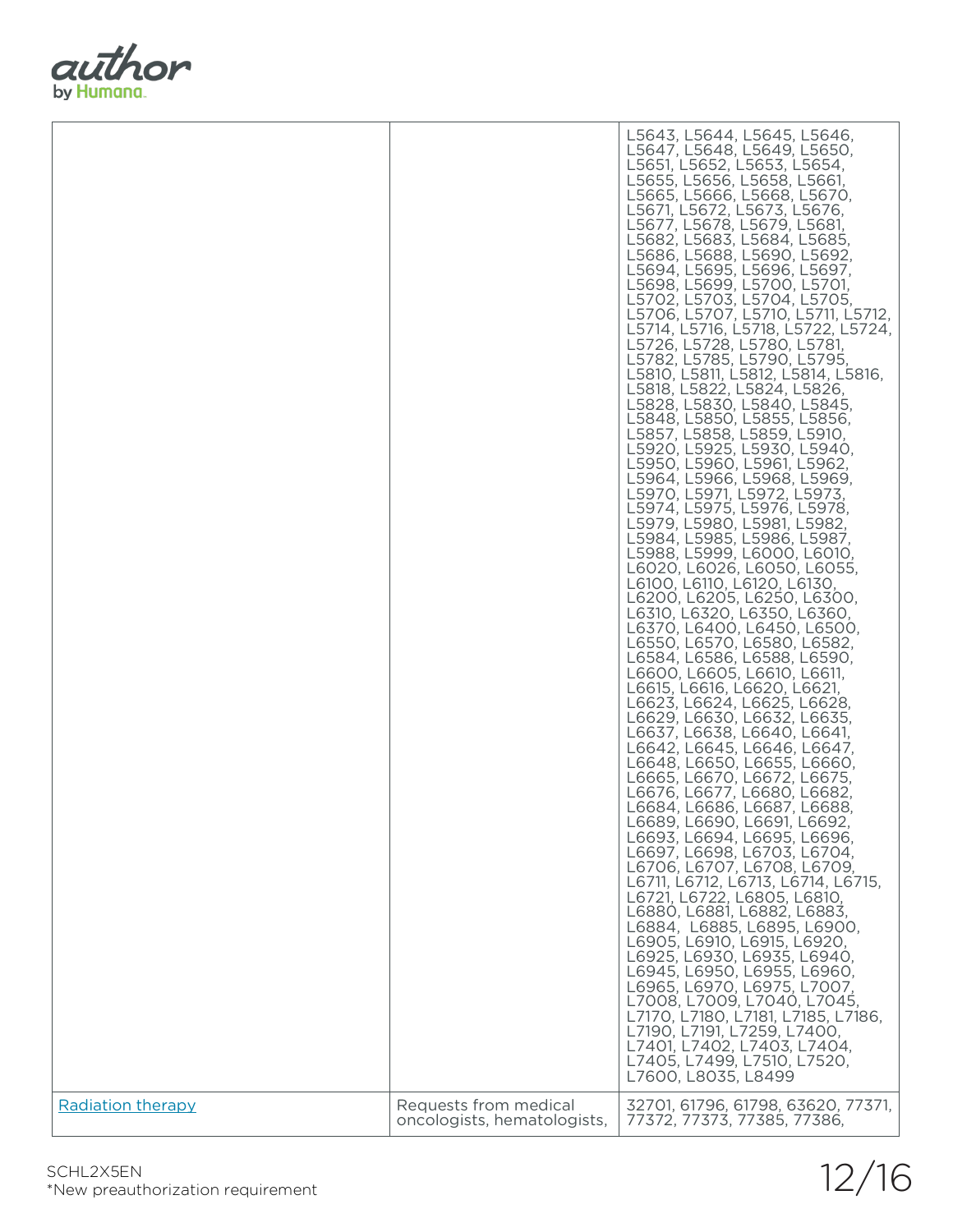| | | |
|---|---|---|
| | | L5643, L5644, L5645, L5646, L5647, L5648, L5649, L5650, L5651, L5652, L5653, L5654, L5655, L5656, L5658, L5661, L5665, L5666, L5668, L5670, L5671, L5672, L5673, L5676, L5677, L5678, L5679, L5681, L5682, L5683, L5684, L5685, L5686, L5688, L5690, L5692, L5694, L5695, L5696, L5697, L5698, L5699, L5700, L5701, L5702, L5703, L5704, L5705, L5706, L5707, L5710, L5711, L5712, L5714, L5716, L5718, L5722, L5724, L5726, L5728, L5780, L5781, L5782, L5785, L5790, L5795, L5810, L5811, L5812, L5814, L5816, L5818, L5822, L5824, L5826, L5828, L5830, L5840, L5845, L5848, L5850, L5855, L5856, L5857, L5858, L5859, L5910, L5920, L5925, L5930, L5940, L5950, L5960, L5961, L5962, L5964, L5966, L5968, L5969, L5970, L5971, L5972, L5973, L5974, L5975, L5976, L5978, L5979, L5980, L5981, L5982, L5984, L5985, L5986, L5987, L5988, L5999, L6000, L6010, L6020, L6026, L6050, L6055, L6100, L6110, L6120, L6130, L6200, L6205, L6250, L6300, L6310, L6320, L6350, L6360, L6370, L6400, L6450, L6500, L6550, L6570, L6580, L6582, L6584, L6586, L6588, L6590, L6600, L6605, L6610, L6611, L6615, L6616, L6620, L6621, L6623, L6624, L6625, L6628, L6629, L6630, L6632, L6635, L6637, L6638, L6640, L6641, L6642, L6645, L6646, L6647, L6648, L6650, L6655, L6660, L6665, L6670, L6672, L6675, L6676, L6677, L6680, L6682, L6684, L6686, L6687, L6688, L6689, L6690, L6691, L6692, L6693, L6694, L6695, L6696, L6697, L6698, L6703, L6704, L6706, L6707, L6708, L6709, L6711, L6712, L6713, L6714, L6715, L6721, L6722, L6805, L6810, L6880, L6881, L6882, L6883, L6884, L6885, L6895, L6900, L6905, L6910, L6915, L6920, L6925, L6930, L6935, L6940, L6945, L6950, L6955, L6960, L6965, L6970, L6975, L7007, L7008, L7009, L7040, L7045, L7170, L7180, L7181, L7185, L7186, L7190, L7191, L7259, L7400, L7401, L7402, L7403, L7404, L7405, L7499, L7510, L7520, L7600, L8035, L8499 |
| Radiation therapy | Requests from medical oncologists, hematologists, | 32701, 61796, 61798, 63620, 77371, 77372, 77373, 77385, 77386, |

SCHL2X5EN
*New preauthorization requirement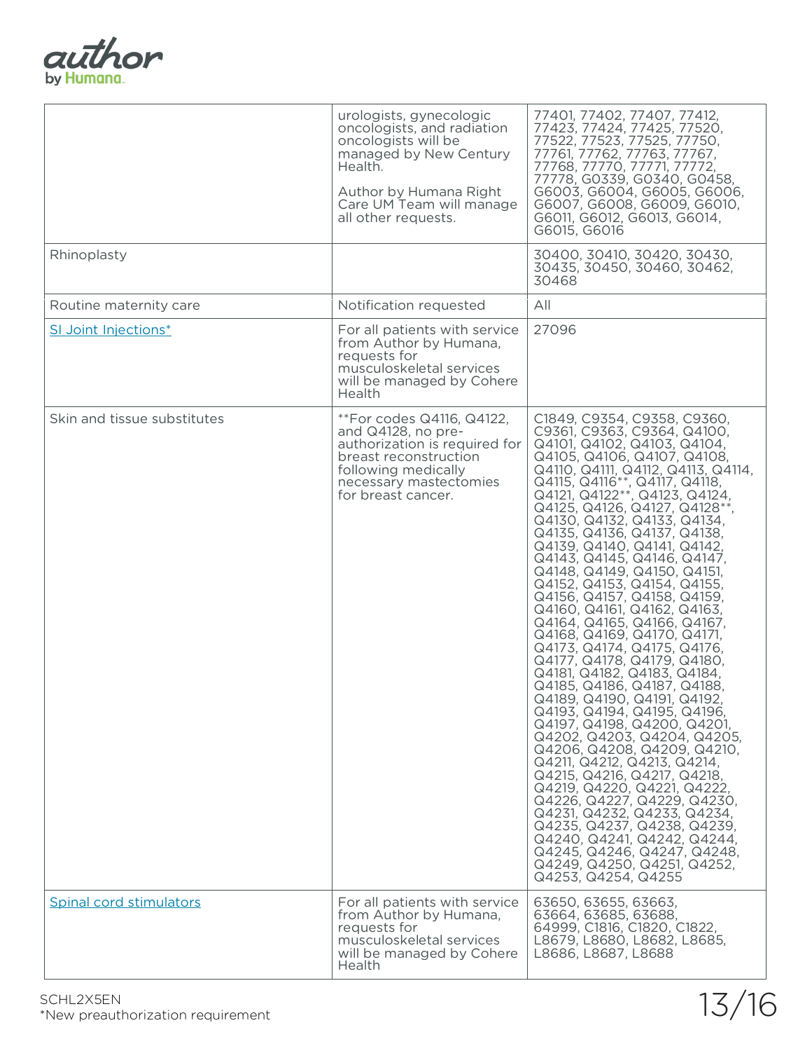| | | |
|---|---|---|
| | urologists, gynecologic oncologists, and radiation oncologists will be managed by New Century Health.<br><br>Author by Humana Right Care UM Team will manage all other requests. | 77401, 77402, 77407, 77412, 77423, 77424, 77425, 77520, 77522, 77523, 77525, 77750, 77761, 77762, 77763, 77767, 77768, 77770, 77771, 77772, 77778, G0339, G0340, G0458, G6003, G6004, G6005, G6006, G6007, G6008, G6009, G6010, G6011, G6012, G6013, G6014, G6015, G6016 |
| Rhinoplasty | | 30400, 30410, 30420, 30430, 30435, 30450, 30460, 30462, 30468 |
| Routine maternity care | Notification requested | All |
| SI Joint Injections* | For all patients with service from Author by Humana, requests for musculoskeletal services will be managed by Cohere Health | 27096 |
| Skin and tissue substitutes | **For codes Q4116, Q4122, and Q4128, no pre-authorization is required for breast reconstruction following medically necessary mastectomies for breast cancer. | C1849, C9354, C9358, C9360, C9361, C9363, C9364, Q4100, Q4101, Q4102, Q4103, Q4104, Q4105, Q4106, Q4107, Q4108, Q4110, Q4111, Q4112, Q4113, Q4114, Q4115, Q4116**, Q4117, Q4118, Q4121, Q4122**, Q4123, Q4124, Q4125, Q4126, Q4127, Q4128**, Q4130, Q4132, Q4133, Q4134, Q4135, Q4136, Q4137, Q4138, Q4139, Q4140, Q4141, Q4142, Q4143, Q4145, Q4146, Q4147, Q4148, Q4149, Q4150, Q4151, Q4152, Q4153, Q4154, Q4155, Q4156, Q4157, Q4158, Q4159, Q4160, Q4161, Q4162, Q4163, Q4164, Q4165, Q4166, Q4167, Q4168, Q4169, Q4170, Q4171, Q4173, Q4174, Q4175, Q4176, Q4177, Q4178, Q4179, Q4180, Q4181, Q4182, Q4183, Q4184, Q4185, Q4186, Q4187, Q4188, Q4189, Q4190, Q4191, Q4192, Q4193, Q4194, Q4195, Q4196, Q4197, Q4198, Q4200, Q4201, Q4202, Q4203, Q4204, Q4205, Q4206, Q4208, Q4209, Q4210, Q4211, Q4212, Q4213, Q4214, Q4215, Q4216, Q4217, Q4218, Q4219, Q4220, Q4221, Q4222, Q4226, Q4227, Q4229, Q4230, Q4231, Q4232, Q4233, Q4234, Q4235, Q4237, Q4238, Q4239, Q4240, Q4241, Q4242, Q4244, Q4245, Q4246, Q4247, Q4248, Q4249, Q4250, Q4251, Q4252, Q4253, Q4254, Q4255 |
| Spinal cord stimulators | For all patients with service from Author by Humana, requests for musculoskeletal services will be managed by Cohere Health | 63650, 63655, 63663, 63664, 63685, 63688, 64999, C1816, C1820, C1822, L8679, L8680, L8682, L8685, L8686, L8687, L8688 |

SCHL2X5EN
*New preauthorization requirement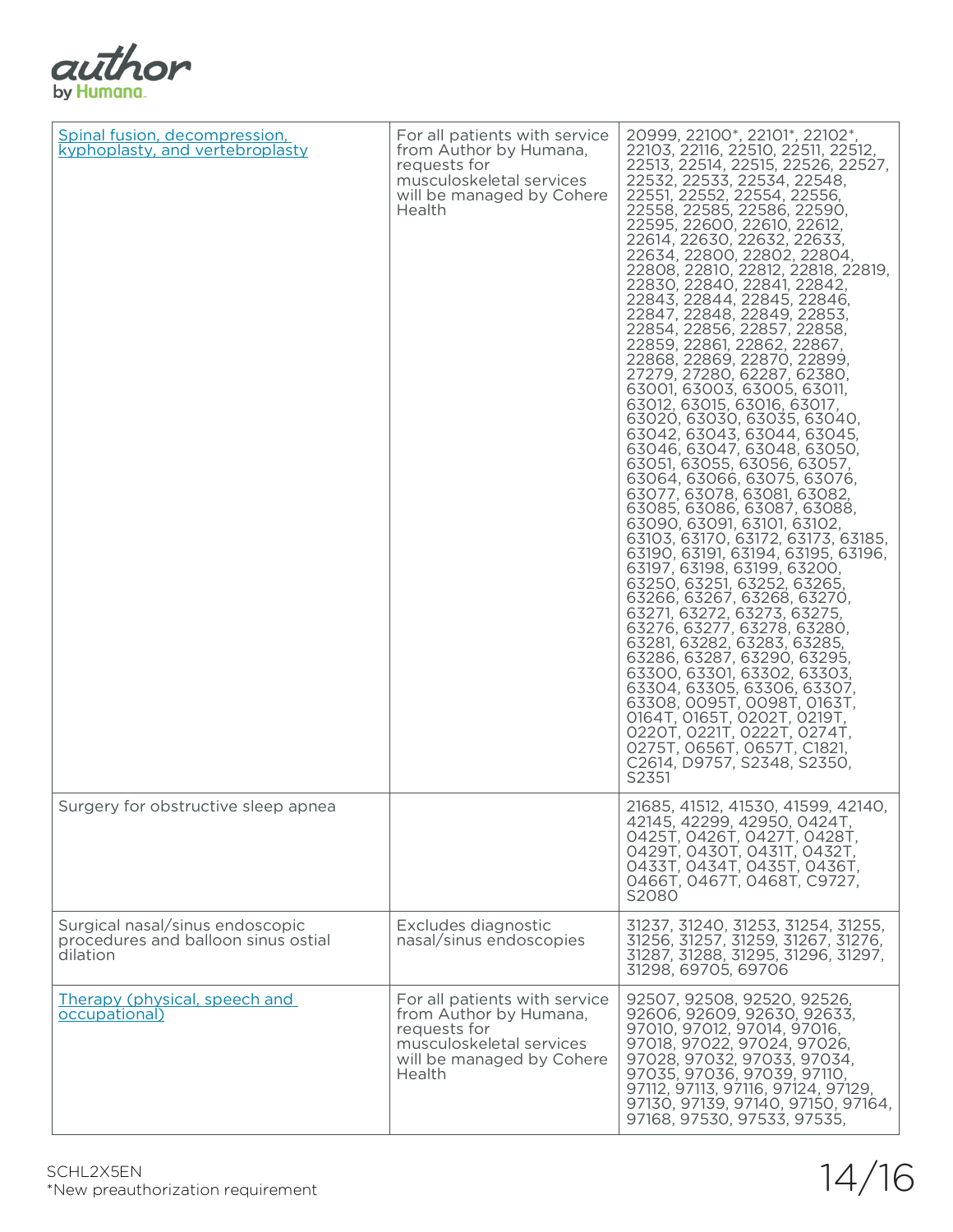| | | |
|---|---|---|
| [Spinal fusion, decompression, kyphoplasty, and vertebroplasty]() | For all patients with service from Author by Humana, requests for musculoskeletal services will be managed by Cohere Health | 20999, 22100*, 22101*, 22102*, 22103, 22116, 22510, 22511, 22512, 22513, 22514, 22515, 22526, 22527, 22532, 22533, 22534, 22548, 22551, 22552, 22554, 22556, 22558, 22585, 22586, 22590, 22595, 22600, 22610, 22612, 22614, 22630, 22632, 22633, 22634, 22800, 22802, 22804, 22808, 22810, 22812, 22818, 22819, 22830, 22840, 22841, 22842, 22843, 22844, 22845, 22846, 22847, 22848, 22849, 22853, 22854, 22856, 22857, 22858, 22859, 22861, 22862, 22867, 22868, 22869, 22870, 22899, 27279, 27280, 62287, 62380, 63001, 63003, 63005, 63011, 63012, 63015, 63016, 63017, 63020, 63030, 63035, 63040, 63042, 63043, 63044, 63045, 63046, 63047, 63048, 63050, 63051, 63055, 63056, 63057, 63064, 63066, 63075, 63076, 63077, 63078, 63081, 63082, 63085, 63086, 63087, 63088, 63090, 63091, 63101, 63102, 63103, 63170, 63172, 63173, 63185, 63190, 63191, 63194, 63195, 63196, 63197, 63198, 63199, 63200, 63250, 63251, 63252, 63265, 63266, 63267, 63268, 63270, 63271, 63272, 63273, 63275, 63276, 63277, 63278, 63280, 63281, 63282, 63283, 63285, 63286, 63287, 63290, 63295, 63300, 63301, 63302, 63303, 63304, 63305, 63306, 63307, 63308, 0095T, 0098T, 0163T, 0164T, 0165T, 0202T, 0219T, 0220T, 0221T, 0222T, 0274T, 0275T, 0656T, 0657T, C1821, C2614, D9757, S2348, S2350, S2351 |
| Surgery for obstructive sleep apnea | | 21685, 41512, 41530, 41599, 42140, 42145, 42299, 42950, 0424T, 0425T, 0426T, 0427T, 0428T, 0429T, 0430T, 0431T, 0432T, 0433T, 0434T, 0435T, 0436T, 0466T, 0467T, 0468T, C9727, S2080 |
| Surgical nasal/sinus endoscopic procedures and balloon sinus ostial dilation | Excludes diagnostic nasal/sinus endoscopies | 31237, 31240, 31253, 31254, 31255, 31256, 31257, 31259, 31267, 31276, 31287, 31288, 31295, 31296, 31297, 31298, 69705, 69706 |
| [Therapy (physical, speech and occupational)]() | For all patients with service from Author by Humana, requests for musculoskeletal services will be managed by Cohere Health | 92507, 92508, 92520, 92526, 92606, 92609, 92630, 92633, 97010, 97012, 97014, 97016, 97018, 97022, 97024, 97026, 97028, 97032, 97033, 97034, 97035, 97036, 97039, 97110, 97112, 97113, 97116, 97124, 97129, 97130, 97139, 97140, 97150, 97164, 97168, 97530, 97533, 97535, |

SCHL2X5EN

*New preauthorization requirement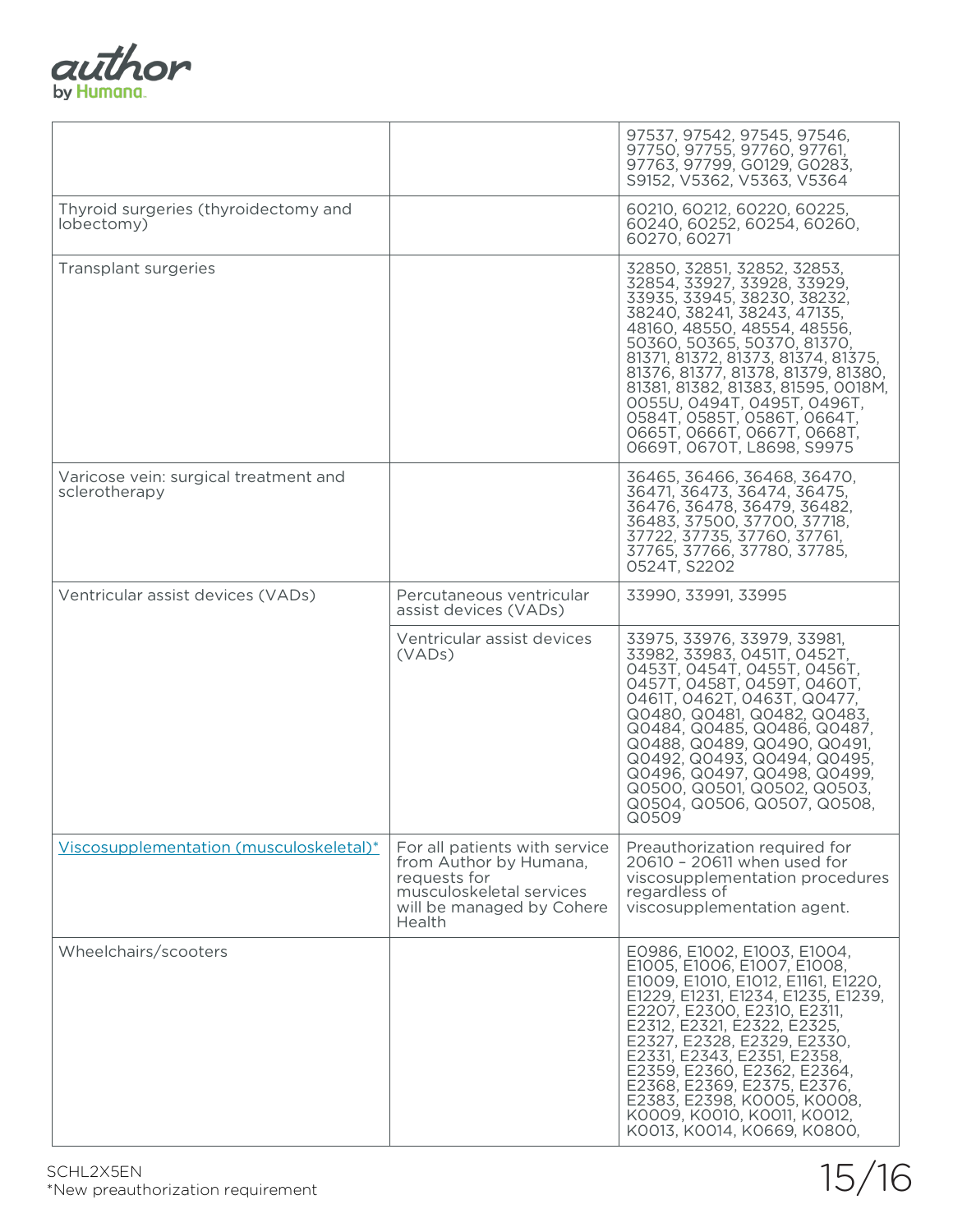| | | |
|---|---|---|
| | | 97537, 97542, 97545, 97546, 97750, 97755, 97760, 97761, 97763, 97799, G0129, G0283, S9152, V5362, V5363, V5364 |
| Thyroid surgeries (thyroidectomy and lobectomy) | | 60210, 60212, 60220, 60225, 60240, 60252, 60254, 60260, 60270, 60271 |
| Transplant surgeries | | 32850, 32851, 32852, 32853, 32854, 33927, 33928, 33929, 33935, 33945, 38230, 38232, 38240, 38241, 38243, 47135, 48160, 48550, 48554, 48556, 50360, 50365, 50370, 81370, 81371, 81372, 81373, 81374, 81375, 81376, 81377, 81378, 81379, 81380, 81381, 81382, 81383, 81595, 0018M, 0055U, 0494T, 0495T, 0496T, 0584T, 0585T, 0586T, 0664T, 0665T, 0666T, 0667T, 0668T, 0669T, 0670T, L8698, S9975 |
| Varicose vein: surgical treatment and sclerotherapy | | 36465, 36466, 36468, 36470, 36471, 36473, 36474, 36475, 36476, 36478, 36479, 36482, 36483, 37500, 37700, 37718, 37722, 37735, 37760, 37761, 37765, 37766, 37780, 37785, 0524T, S2202 |
| Ventricular assist devices (VADs) | Percutaneous ventricular assist devices (VADs) | 33990, 33991, 33995 |
| | Ventricular assist devices (VADs) | 33975, 33976, 33979, 33981, 33982, 33983, 0451T, 0452T, 0453T, 0454T, 0455T, 0456T, 0457T, 0458T, 0459T, 0460T, 0461T, 0462T, 0463T, Q0477, Q0480, Q0481, Q0482, Q0483, Q0484, Q0485, Q0486, Q0487, Q0488, Q0489, Q0490, Q0491, Q0492, Q0493, Q0494, Q0495, Q0496, Q0497, Q0498, Q0499, Q0500, Q0501, Q0502, Q0503, Q0504, Q0506, Q0507, Q0508, Q0509 |
| Viscosupplementation (musculoskeletal)* | For all patients with service from Author by Humana, requests for musculoskeletal services will be managed by Cohere Health | Preauthorization required for 20610 – 20611 when used for viscosupplementation procedures regardless of viscosupplementation agent. |
| Wheelchairs/scooters | | E0986, E1002, E1003, E1004, E1005, E1006, E1007, E1008, E1009, E1010, E1012, E1161, E1220, E1229, E1231, E1234, E1235, E1239, E2207, E2300, E2310, E2311, E2312, E2321, E2322, E2325, E2327, E2328, E2329, E2330, E2331, E2343, E2351, E2358, E2359, E2360, E2362, E2364, E2368, E2369, E2375, E2376, E2383, E2398, K0005, K0008, K0009, K0010, K0011, K0012, K0013, K0014, K0669, K0800, |

SCHL2X5EN

*New preauthorization requirement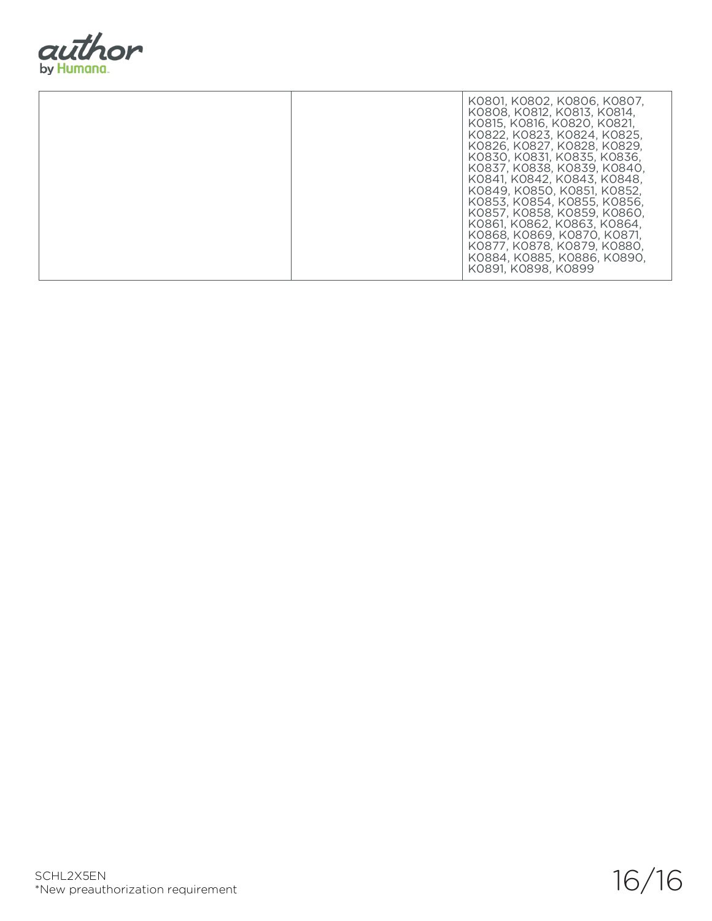| | | |
|---|---|---|
| | | K0801, K0802, K0806, K0807, K0808, K0812, K0813, K0814, K0815, K0816, K0820, K0821, K0822, K0823, K0824, K0825, K0826, K0827, K0828, K0829, K0830, K0831, K0835, K0836, K0837, K0838, K0839, K0840, K0841, K0842, K0843, K0848, K0849, K0850, K0851, K0852, K0853, K0854, K0855, K0856, K0857, K0858, K0859, K0860, K0861, K0862, K0863, K0864, K0868, K0869, K0870, K0871, K0877, K0878, K0879, K0880, K0884, K0885, K0886, K0890, K0891, K0898, K0899 |

SCHL2X5EN

*New preauthorization requirement